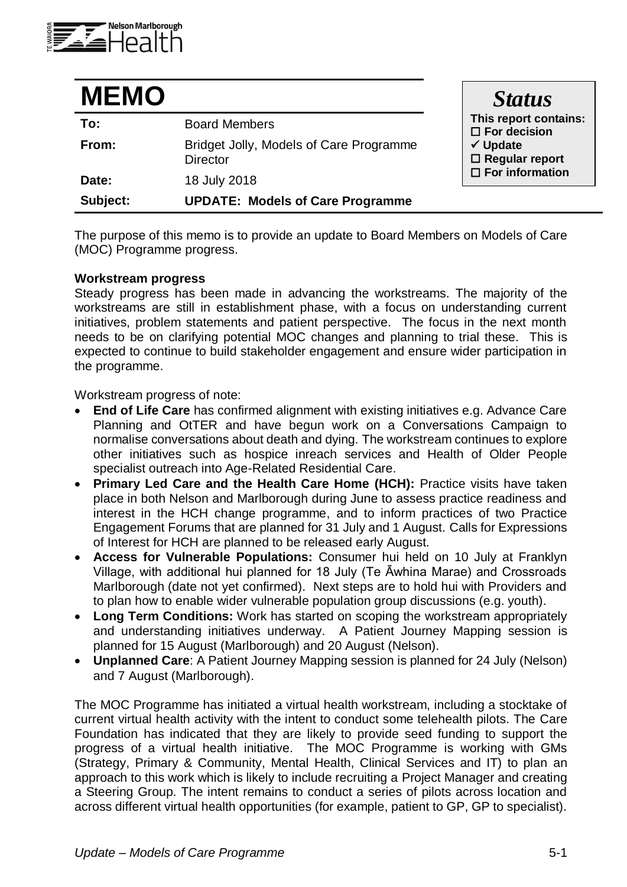# MEMO

| | |
|---|---|
| **To:** | Board Members |
| **From:** | Bridget Jolly, Models of Care Programme Director |
| **Date:** | 18 July 2018 |
| **Subject:** | **UPDATE: Models of Care Programme** |

***Status***

**This report contains:**
- ☐ **For decision**
- ✓ **Update**
- ☐ **Regular report**
- ☐ **For information**

The purpose of this memo is to provide an update to Board Members on Models of Care (MOC) Programme progress.

**Workstream progress**

Steady progress has been made in advancing the workstreams. The majority of the workstreams are still in establishment phase, with a focus on understanding current initiatives, problem statements and patient perspective. The focus in the next month needs to be on clarifying potential MOC changes and planning to trial these. This is expected to continue to build stakeholder engagement and ensure wider participation in the programme.

Workstream progress of note:

- **End of Life Care** has confirmed alignment with existing initiatives e.g. Advance Care Planning and OtTER and have begun work on a Conversations Campaign to normalise conversations about death and dying. The workstream continues to explore other initiatives such as hospice inreach services and Health of Older People specialist outreach into Age-Related Residential Care.
- **Primary Led Care and the Health Care Home (HCH):** Practice visits have taken place in both Nelson and Marlborough during June to assess practice readiness and interest in the HCH change programme, and to inform practices of two Practice Engagement Forums that are planned for 31 July and 1 August. Calls for Expressions of Interest for HCH are planned to be released early August.
- **Access for Vulnerable Populations:** Consumer hui held on 10 July at Franklyn Village, with additional hui planned for 18 July (Te Āwhina Marae) and Crossroads Marlborough (date not yet confirmed). Next steps are to hold hui with Providers and to plan how to enable wider vulnerable population group discussions (e.g. youth).
- **Long Term Conditions:** Work has started on scoping the workstream appropriately and understanding initiatives underway. A Patient Journey Mapping session is planned for 15 August (Marlborough) and 20 August (Nelson).
- **Unplanned Care**: A Patient Journey Mapping session is planned for 24 July (Nelson) and 7 August (Marlborough).

The MOC Programme has initiated a virtual health workstream, including a stocktake of current virtual health activity with the intent to conduct some telehealth pilots. The Care Foundation has indicated that they are likely to provide seed funding to support the progress of a virtual health initiative. The MOC Programme is working with GMs (Strategy, Primary & Community, Mental Health, Clinical Services and IT) to plan an approach to this work which is likely to include recruiting a Project Manager and creating a Steering Group. The intent remains to conduct a series of pilots across location and across different virtual health opportunities (for example, patient to GP, GP to specialist).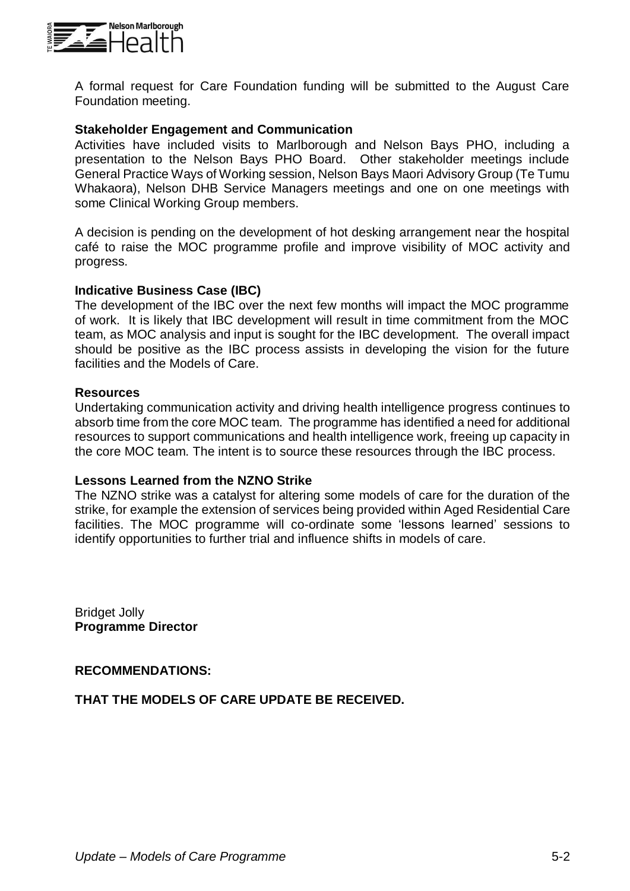A formal request for Care Foundation funding will be submitted to the August Care Foundation meeting.

**Stakeholder Engagement and Communication**

Activities have included visits to Marlborough and Nelson Bays PHO, including a presentation to the Nelson Bays PHO Board. Other stakeholder meetings include General Practice Ways of Working session, Nelson Bays Maori Advisory Group (Te Tumu Whakaora), Nelson DHB Service Managers meetings and one on one meetings with some Clinical Working Group members.

A decision is pending on the development of hot desking arrangement near the hospital café to raise the MOC programme profile and improve visibility of MOC activity and progress.

**Indicative Business Case (IBC)**

The development of the IBC over the next few months will impact the MOC programme of work. It is likely that IBC development will result in time commitment from the MOC team, as MOC analysis and input is sought for the IBC development. The overall impact should be positive as the IBC process assists in developing the vision for the future facilities and the Models of Care.

**Resources**

Undertaking communication activity and driving health intelligence progress continues to absorb time from the core MOC team. The programme has identified a need for additional resources to support communications and health intelligence work, freeing up capacity in the core MOC team. The intent is to source these resources through the IBC process.

**Lessons Learned from the NZNO Strike**

The NZNO strike was a catalyst for altering some models of care for the duration of the strike, for example the extension of services being provided within Aged Residential Care facilities. The MOC programme will co-ordinate some 'lessons learned' sessions to identify opportunities to further trial and influence shifts in models of care.

Bridget Jolly
**Programme Director**

**RECOMMENDATIONS:**

**THAT THE MODELS OF CARE UPDATE BE RECEIVED.**